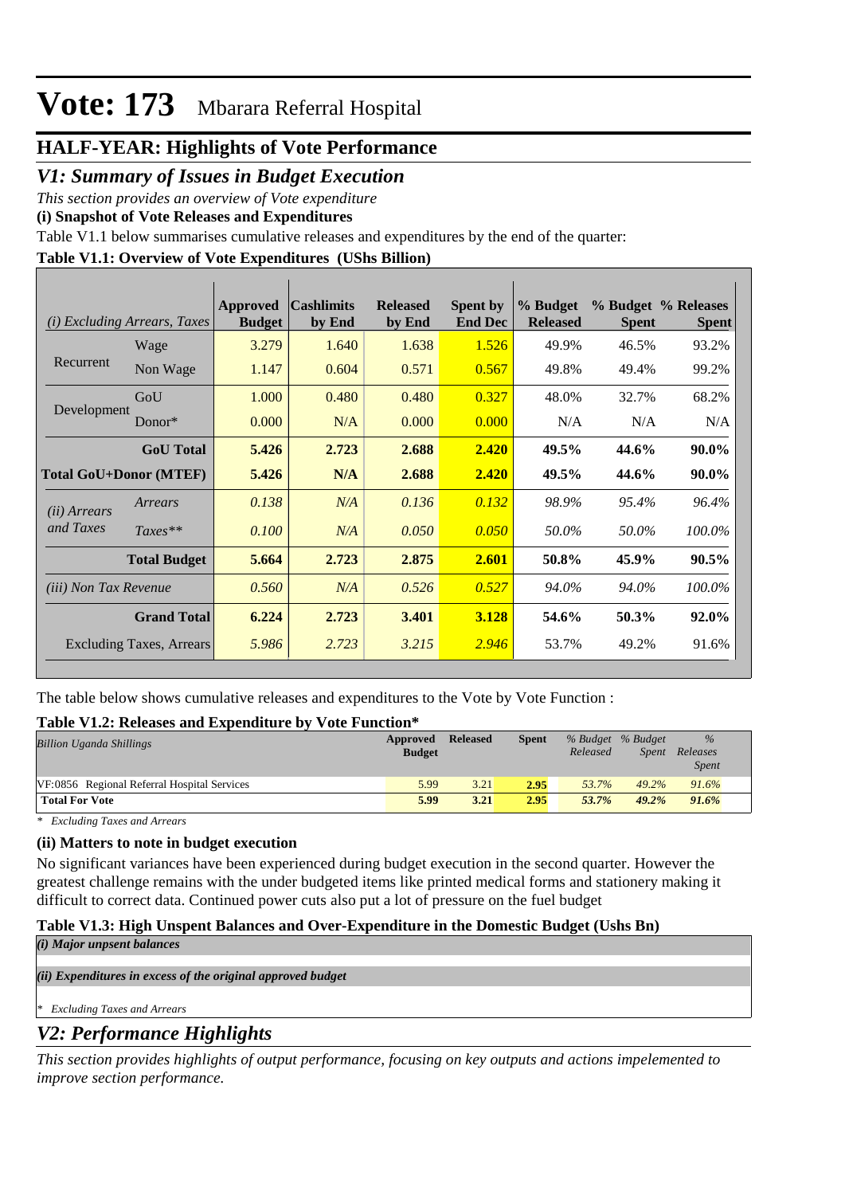# Vote: 173 Mbarara Referral Hospital

## HALF-YEAR: Highlights of Vote Performance

## *V1: Summary of Issues in Budget Execution*

*This section provides an overview of Vote expenditure*

**(i) Snapshot of Vote Releases and Expenditures**

Table V1.1 below summarises cumulative releases and expenditures by the end of the quarter:

**Table V1.1: Overview of Vote Expenditures (UShs Billion)**

| *(i) Excluding Arrears, Taxes* | | Approved Budget | Cashlimits by End | Released by End | Spent by End Dec | % Budget Released | % Budget Spent | % Releases Spent |
|---|---|---|---|---|---|---|---|---|
| Recurrent | Wage | 3.279 | 1.640 | 1.638 | 1.526 | 49.9% | 46.5% | 93.2% |
| | Non Wage | 1.147 | 0.604 | 0.571 | 0.567 | 49.8% | 49.4% | 99.2% |
| Development | GoU | 1.000 | 0.480 | 0.480 | 0.327 | 48.0% | 32.7% | 68.2% |
| | Donor* | 0.000 | N/A | 0.000 | 0.000 | N/A | N/A | N/A |
| | **GoU Total** | **5.426** | **2.723** | **2.688** | **2.420** | **49.5%** | **44.6%** | **90.0%** |
| **Total GoU+Donor (MTEF)** | | **5.426** | **N/A** | **2.688** | **2.420** | **49.5%** | **44.6%** | **90.0%** |
| *(ii) Arrears and Taxes* | *Arrears* | *0.138* | *N/A* | *0.136* | *0.132* | *98.9%* | *95.4%* | *96.4%* |
| | *Taxes*** | *0.100* | *N/A* | *0.050* | *0.050* | *50.0%* | *50.0%* | *100.0%* |
| | **Total Budget** | **5.664** | **2.723** | **2.875** | **2.601** | **50.8%** | **45.9%** | **90.5%** |
| *(iii) Non Tax Revenue* | | *0.560* | *N/A* | *0.526* | *0.527* | *94.0%* | *94.0%* | *100.0%* |
| | **Grand Total** | **6.224** | **2.723** | **3.401** | **3.128** | **54.6%** | **50.3%** | **92.0%** |
| Excluding Taxes, Arrears | | *5.986* | *2.723* | *3.215* | *2.946* | 53.7% | 49.2% | 91.6% |

The table below shows cumulative releases and expenditures to the Vote by Vote Function :

**Table V1.2: Releases and Expenditure by Vote Function***

| *Billion Uganda Shillings* | Approved Budget | Released | Spent | *% Budget Released* | *% Budget Spent* | *% Releases Spent* |
|---|---|---|---|---|---|---|
| VF:0856 Regional Referral Hospital Services | 5.99 | 3.21 | 2.95 | 53.7% | 49.2% | 91.6% |
| **Total For Vote** | **5.99** | **3.21** | **2.95** | **53.7%** | **49.2%** | **91.6%** |

*\* Excluding Taxes and Arrears*

**(ii) Matters to note in budget execution**

No significant variances have been experienced during budget execution in the second quarter. However the greatest challenge remains with the under budgeted items like printed medical forms and stationery making it difficult to correct data. Continued power cuts also put a lot of pressure on the fuel budget

**Table V1.3: High Unspent Balances and Over-Expenditure in the Domestic Budget (Ushs Bn)**

***(i) Major unspent balances***

***(ii) Expenditures in excess of the original approved budget***

*\* Excluding Taxes and Arrears*

## *V2: Performance Highlights*

*This section provides highlights of output performance, focusing on key outputs and actions impelemented to improve section performance.*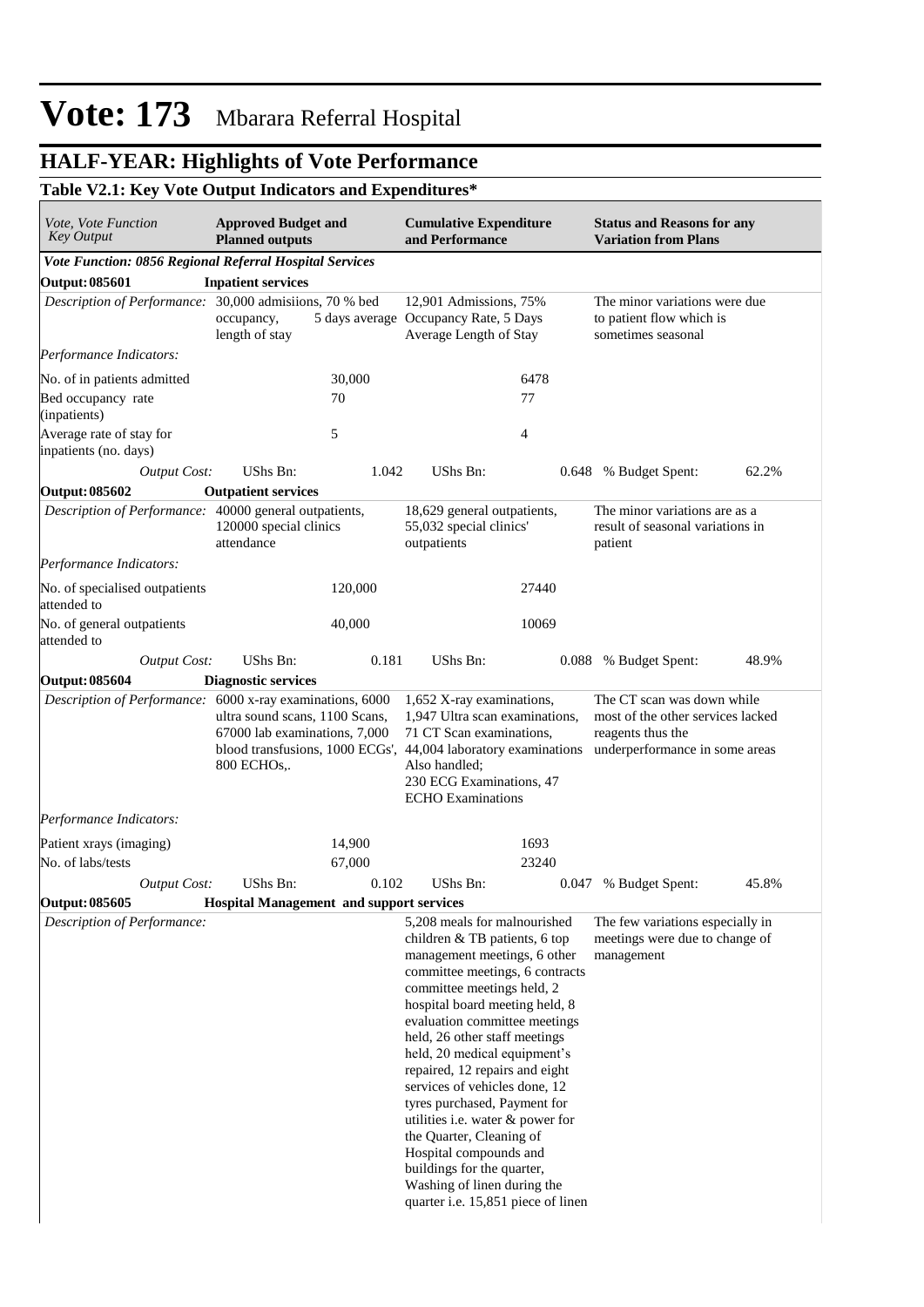# Vote: 173 Mbarara Referral Hospital

## HALF-YEAR: Highlights of Vote Performance

### Table V2.1: Key Vote Output Indicators and Expenditures*

| *Vote, Vote Function Key Output* | **Approved Budget and Planned outputs** | | **Cumulative Expenditure and Performance** | | **Status and Reasons for any Variation from Plans** | |
|---|---|---|---|---|---|---|
| ***Vote Function: 0856 Regional Referral Hospital Services*** | | | | | | |
| **Output: 085601** | **Inpatient services** | | | | | |
| *Description of Performance:* | 30,000 admisiions, 70 % bed occupancy, 5 days average length of stay | | 12,901 Admissions, 75% Occupancy Rate, 5 Days Average Length of Stay | | The minor variations were due to patient flow which is sometimes seasonal | |
| *Performance Indicators:* | | | | | | |
| No. of in patients admitted | | 30,000 | | 6478 | | |
| Bed occupancy rate (inpatients) | | 70 | | 77 | | |
| Average rate of stay for inpatients (no. days) | | 5 | | 4 | | |
| *Output Cost:* | UShs Bn: | 1.042 | UShs Bn: | 0.648 | % Budget Spent: | 62.2% |
| **Output: 085602** | **Outpatient services** | | | | | |
| *Description of Performance:* | 40000 general outpatients, 120000 special clinics attendance | | 18,629 general outpatients, 55,032 special clinics' outpatients | | The minor variations are as a result of seasonal variations in patient | |
| *Performance Indicators:* | | | | | | |
| No. of specialised outpatients attended to | | 120,000 | | 27440 | | |
| No. of general outpatients attended to | | 40,000 | | 10069 | | |
| *Output Cost:* | UShs Bn: | 0.181 | UShs Bn: | 0.088 | % Budget Spent: | 48.9% |
| **Output: 085604** | **Diagnostic services** | | | | | |
| *Description of Performance:* | 6000 x-ray examinations, 6000 ultra sound scans, 1100 Scans, 67000 lab examinations, 7,000 blood transfusions, 1000 ECGs', 800 ECHOs,. | | 1,652 X-ray examinations, 1,947 Ultra scan examinations, 71 CT Scan examinations, 44,004 laboratory examinations Also handled; 230 ECG Examinations, 47 ECHO Examinations | | The CT scan was down while most of the other services lacked reagents thus the underperformance in some areas | |
| *Performance Indicators:* | | | | | | |
| Patient xrays (imaging) | | 14,900 | | 1693 | | |
| No. of labs/tests | | 67,000 | | 23240 | | |
| *Output Cost:* | UShs Bn: | 0.102 | UShs Bn: | 0.047 | % Budget Spent: | 45.8% |
| **Output: 085605** | **Hospital Management and support services** | | | | | |
| *Description of Performance:* | | | 5,208 meals for malnourished children & TB patients, 6 top management meetings, 6 other committee meetings, 6 contracts committee meetings held, 2 hospital board meeting held, 8 evaluation committee meetings held, 26 other staff meetings held, 20 medical equipment's repaired, 12 repairs and eight services of vehicles done, 12 tyres purchased, Payment for utilities i.e. water & power for the Quarter, Cleaning of Hospital compounds and buildings for the quarter, Washing of linen during the quarter i.e. 15,851 piece of linen | | The few variations especially in meetings were due to change of management | |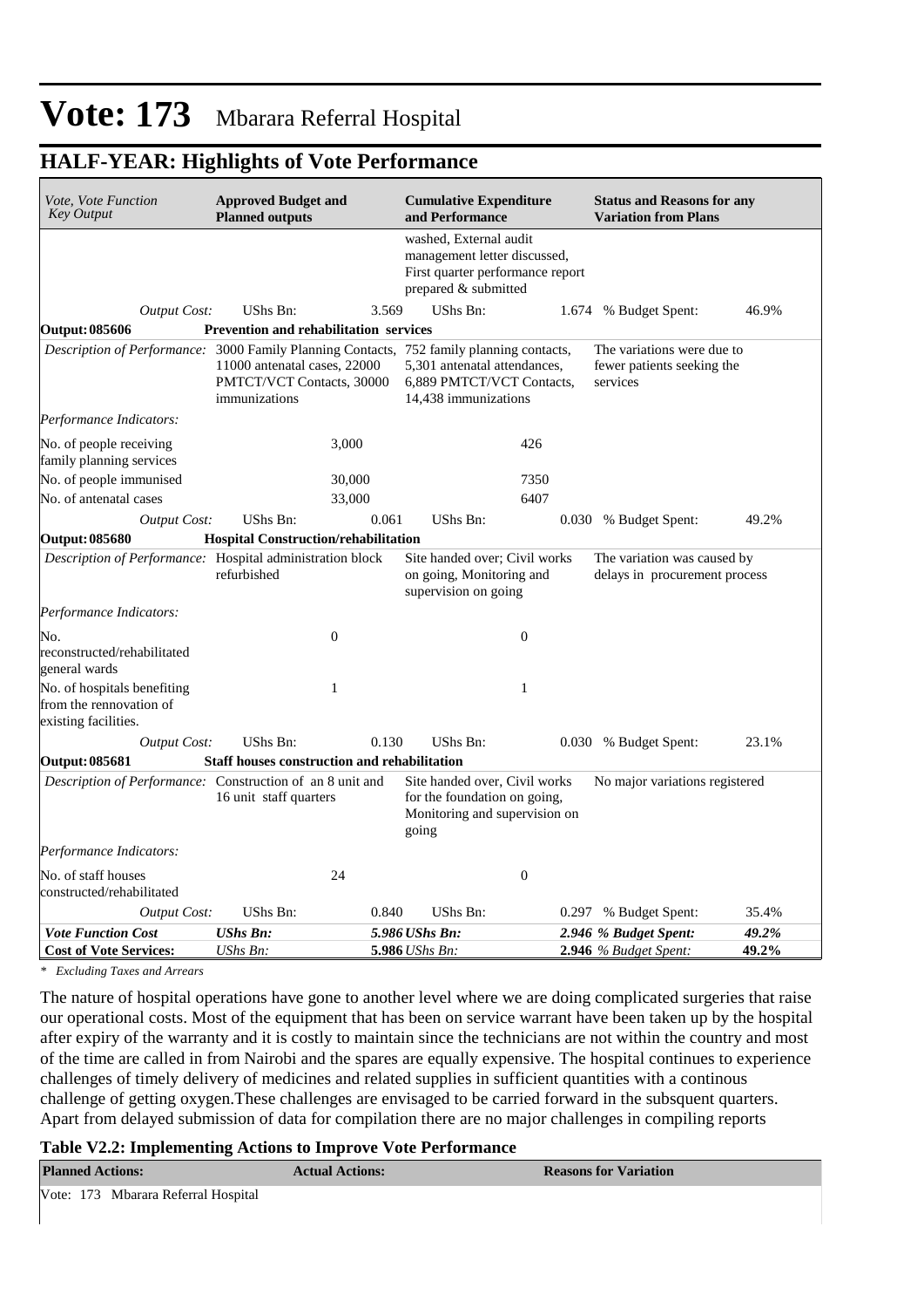# Vote: 173 Mbarara Referral Hospital

## HALF-YEAR: Highlights of Vote Performance

| *Vote, Vote Function Key Output* | **Approved Budget and Planned outputs** | | **Cumulative Expenditure and Performance** | | **Status and Reasons for any Variation from Plans** | |
|---|---|---|---|---|---|---|
| | | | washed, External audit management letter discussed, First quarter performance report prepared & submitted | | | |
| *Output Cost:* | UShs Bn: | 3.569 | UShs Bn: | 1.674 | % Budget Spent: | 46.9% |
| **Output: 085606** | **Prevention and rehabilitation services** | | | | | |
| *Description of Performance:* | 3000 Family Planning Contacts, 11000 antenatal cases, 22000 PMTCT/VCT Contacts, 30000 immunizations | | 752 family planning contacts, 5,301 antenatal attendances, 6,889 PMTCT/VCT Contacts, 14,438 immunizations | | The variations were due to fewer patients seeking the services | |
| *Performance Indicators:* | | | | | | |
| No. of people receiving family planning services | | 3,000 | | 426 | | |
| No. of people immunised | | 30,000 | | 7350 | | |
| No. of antenatal cases | | 33,000 | | 6407 | | |
| *Output Cost:* | UShs Bn: | 0.061 | UShs Bn: | 0.030 | % Budget Spent: | 49.2% |
| **Output: 085680** | **Hospital Construction/rehabilitation** | | | | | |
| *Description of Performance:* | Hospital administration block refurbished | | Site handed over; Civil works on going, Monitoring and supervision on going | | The variation was caused by delays in procurement process | |
| *Performance Indicators:* | | | | | | |
| No. reconstructed/rehabilitated general wards | | 0 | | 0 | | |
| No. of hospitals benefiting from the rennovation of existing facilities. | | 1 | | 1 | | |
| *Output Cost:* | UShs Bn: | 0.130 | UShs Bn: | 0.030 | % Budget Spent: | 23.1% |
| **Output: 085681** | **Staff houses construction and rehabilitation** | | | | | |
| *Description of Performance:* | Construction of an 8 unit and 16 unit staff quarters | | Site handed over, Civil works for the foundation on going, Monitoring and supervision on going | | No major variations registered | |
| *Performance Indicators:* | | | | | | |
| No. of staff houses constructed/rehabilitated | | 24 | | 0 | | |
| *Output Cost:* | UShs Bn: | 0.840 | UShs Bn: | 0.297 | % Budget Spent: | 35.4% |
| ***Vote Function Cost*** | ***UShs Bn:*** | ***5.986*** | ***UShs Bn:*** | ***2.946*** | ***% Budget Spent:*** | ***49.2%*** |
| **Cost of Vote Services:** | *UShs Bn:* | **5.986** | *UShs Bn:* | **2.946** | *% Budget Spent:* | **49.2%** |

*\* Excluding Taxes and Arrears*

The nature of hospital operations have gone to another level where we are doing complicated surgeries that raise our operational costs. Most of the equipment that has been on service warrant have been taken up by the hospital after expiry of the warranty and it is costly to maintain since the technicians are not within the country and most of the time are called in from Nairobi and the spares are equally expensive. The hospital continues to experience challenges of timely delivery of medicines and related supplies in sufficient quantities with a continous challenge of getting oxygen.These challenges are envisaged to be carried forward in the subsquent quarters. Apart from delayed submission of data for compilation there are no major challenges in compiling reports

**Table V2.2: Implementing Actions to Improve Vote Performance**

| **Planned Actions:** | **Actual Actions:** | **Reasons for Variation** |
|---|---|---|
| Vote: 173 Mbarara Referral Hospital | | |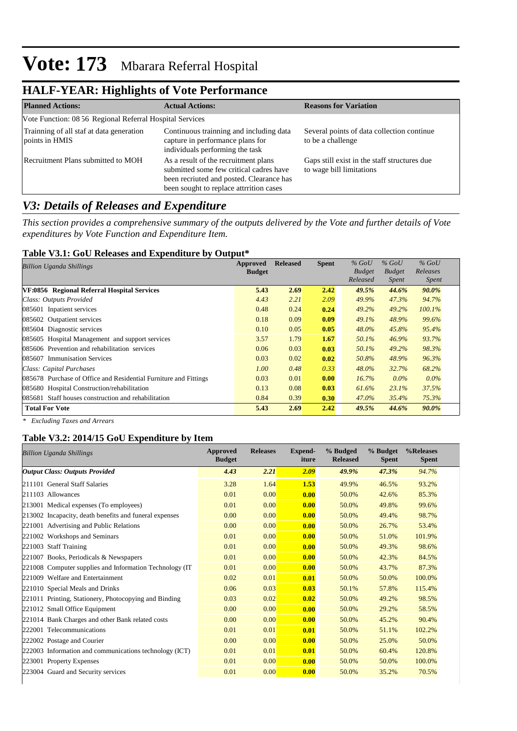# Vote: 173 Mbarara Referral Hospital

## HALF-YEAR: Highlights of Vote Performance

| Planned Actions: | Actual Actions: | Reasons for Variation |
|---|---|---|
| Vote Function: 08 56 Regional Referral Hospital Services | | |
| Trainning of all staf at data generation points in HMIS | Continuous trainning and including data capture in performance plans for individuals performing the task | Several points of data collection continue to be a challenge |
| Recruitment Plans submitted to MOH | As a result of the recruitment plans submitted some few critical cadres have been recriuted and posted. Clearance has been sought to replace attrrition cases | Gaps still exist in the staff structures due to wage bill limitations |

## *V3: Details of Releases and Expenditure*

*This section provides a comprehensive summary of the outputs delivered by the Vote and further details of Vote expenditures by Vote Function and Expenditure Item.*

### Table V3.1: GoU Releases and Expenditure by Output*

| *Billion Uganda Shillings* | Approved Budget | Released | Spent | *% GoU Budget Released* | *% GoU Budget Spent* | *% GoU Releases Spent* |
|---|---|---|---|---|---|---|
| **VF:0856 Regional Referral Hospital Services** | **5.43** | **2.69** | **2.42** | ***49.5%*** | ***44.6%*** | ***90.0%*** |
| *Class: Outputs Provided* | *4.43* | *2.21* | *2.09* | *49.9%* | *47.3%* | *94.7%* |
| 085601 Inpatient services | 0.48 | 0.24 | **0.24** | *49.2%* | *49.2%* | *100.1%* |
| 085602 Outpatient services | 0.18 | 0.09 | **0.09** | *49.1%* | *48.9%* | *99.6%* |
| 085604 Diagnostic services | 0.10 | 0.05 | **0.05** | *48.0%* | *45.8%* | *95.4%* |
| 085605 Hospital Management and support services | 3.57 | 1.79 | **1.67** | *50.1%* | *46.9%* | *93.7%* |
| 085606 Prevention and rehabilitation services | 0.06 | 0.03 | **0.03** | *50.1%* | *49.2%* | *98.3%* |
| 085607 Immunisation Services | 0.03 | 0.02 | **0.02** | *50.8%* | *48.9%* | *96.3%* |
| *Class: Capital Purchases* | *1.00* | *0.48* | *0.33* | *48.0%* | *32.7%* | *68.2%* |
| 085678 Purchase of Office and Residential Furniture and Fittings | 0.03 | 0.01 | **0.00** | *16.7%* | *0.0%* | *0.0%* |
| 085680 Hospital Construction/rehabilitation | 0.13 | 0.08 | **0.03** | *61.6%* | *23.1%* | *37.5%* |
| 085681 Staff houses construction and rehabilitation | 0.84 | 0.39 | **0.30** | *47.0%* | *35.4%* | *75.3%* |
| **Total For Vote** | **5.43** | **2.69** | **2.42** | ***49.5%*** | ***44.6%*** | ***90.0%*** |

*\* Excluding Taxes and Arrears*

### Table V3.2: 2014/15 GoU Expenditure by Item

| *Billion Uganda Shillings* | Approved Budget | Releases | Expend-iture | % Budged Released | % Budget Spent | %Releases Spent |
|---|---|---|---|---|---|---|
| ***Output Class: Outputs Provided*** | ***4.43*** | ***2.21*** | ***2.09*** | ***49.9%*** | ***47.3%*** | *94.7%* |
| 211101 General Staff Salaries | 3.28 | 1.64 | **1.53** | 49.9% | 46.5% | 93.2% |
| 211103 Allowances | 0.01 | 0.00 | **0.00** | 50.0% | 42.6% | 85.3% |
| 213001 Medical expenses (To employees) | 0.01 | 0.00 | **0.00** | 50.0% | 49.8% | 99.6% |
| 213002 Incapacity, death benefits and funeral expenses | 0.00 | 0.00 | **0.00** | 50.0% | 49.4% | 98.7% |
| 221001 Advertising and Public Relations | 0.00 | 0.00 | **0.00** | 50.0% | 26.7% | 53.4% |
| 221002 Workshops and Seminars | 0.01 | 0.00 | **0.00** | 50.0% | 51.0% | 101.9% |
| 221003 Staff Training | 0.01 | 0.00 | **0.00** | 50.0% | 49.3% | 98.6% |
| 221007 Books, Periodicals & Newspapers | 0.01 | 0.00 | **0.00** | 50.0% | 42.3% | 84.5% |
| 221008 Computer supplies and Information Technology (IT | 0.01 | 0.00 | **0.00** | 50.0% | 43.7% | 87.3% |
| 221009 Welfare and Entertainment | 0.02 | 0.01 | **0.01** | 50.0% | 50.0% | 100.0% |
| 221010 Special Meals and Drinks | 0.06 | 0.03 | **0.03** | 50.1% | 57.8% | 115.4% |
| 221011 Printing, Stationery, Photocopying and Binding | 0.03 | 0.02 | **0.02** | 50.0% | 49.2% | 98.5% |
| 221012 Small Office Equipment | 0.00 | 0.00 | **0.00** | 50.0% | 29.2% | 58.5% |
| 221014 Bank Charges and other Bank related costs | 0.00 | 0.00 | **0.00** | 50.0% | 45.2% | 90.4% |
| 222001 Telecommunications | 0.01 | 0.01 | **0.01** | 50.0% | 51.1% | 102.2% |
| 222002 Postage and Courier | 0.00 | 0.00 | **0.00** | 50.0% | 25.0% | 50.0% |
| 222003 Information and communications technology (ICT) | 0.01 | 0.01 | **0.01** | 50.0% | 60.4% | 120.8% |
| 223001 Property Expenses | 0.01 | 0.00 | **0.00** | 50.0% | 50.0% | 100.0% |
| 223004 Guard and Security services | 0.01 | 0.00 | **0.00** | 50.0% | 35.2% | 70.5% |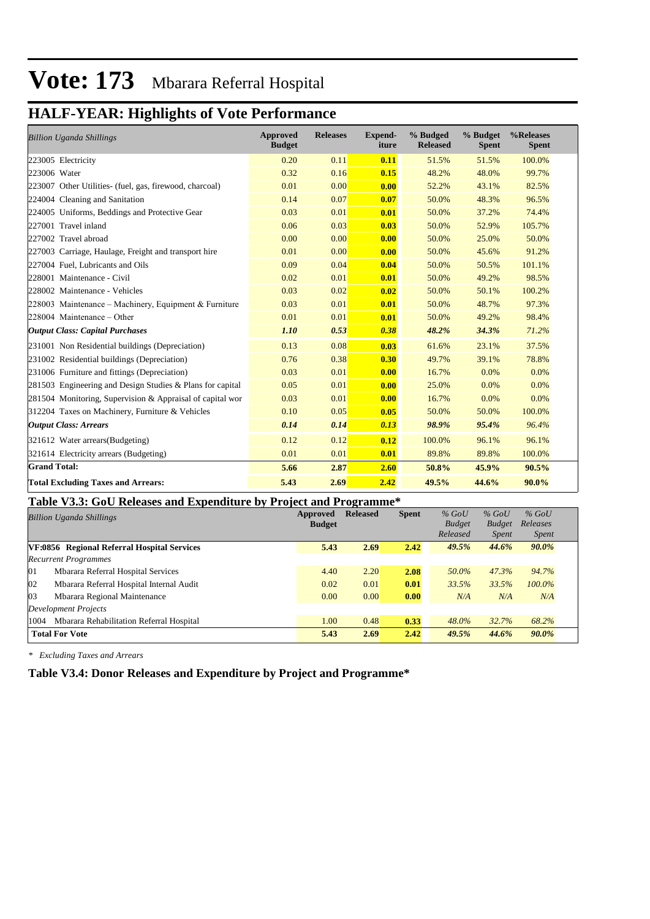# Vote: 173 Mbarara Referral Hospital

## HALF-YEAR: Highlights of Vote Performance

| *Billion Uganda Shillings* | Approved Budget | Releases | Expend-iture | % Budged Released | % Budget Spent | %Releases Spent |
|---|---|---|---|---|---|---|
| 223005 Electricity | 0.20 | 0.11 | **0.11** | 51.5% | 51.5% | 100.0% |
| 223006 Water | 0.32 | 0.16 | **0.15** | 48.2% | 48.0% | 99.7% |
| 223007 Other Utilities- (fuel, gas, firewood, charcoal) | 0.01 | 0.00 | **0.00** | 52.2% | 43.1% | 82.5% |
| 224004 Cleaning and Sanitation | 0.14 | 0.07 | **0.07** | 50.0% | 48.3% | 96.5% |
| 224005 Uniforms, Beddings and Protective Gear | 0.03 | 0.01 | **0.01** | 50.0% | 37.2% | 74.4% |
| 227001 Travel inland | 0.06 | 0.03 | **0.03** | 50.0% | 52.9% | 105.7% |
| 227002 Travel abroad | 0.00 | 0.00 | **0.00** | 50.0% | 25.0% | 50.0% |
| 227003 Carriage, Haulage, Freight and transport hire | 0.01 | 0.00 | **0.00** | 50.0% | 45.6% | 91.2% |
| 227004 Fuel, Lubricants and Oils | 0.09 | 0.04 | **0.04** | 50.0% | 50.5% | 101.1% |
| 228001 Maintenance - Civil | 0.02 | 0.01 | **0.01** | 50.0% | 49.2% | 98.5% |
| 228002 Maintenance - Vehicles | 0.03 | 0.02 | **0.02** | 50.0% | 50.1% | 100.2% |
| 228003 Maintenance – Machinery, Equipment & Furniture | 0.03 | 0.01 | **0.01** | 50.0% | 48.7% | 97.3% |
| 228004 Maintenance – Other | 0.01 | 0.01 | **0.01** | 50.0% | 49.2% | 98.4% |
| ***Output Class: Capital Purchases*** | ***1.10*** | ***0.53*** | ***0.38*** | ***48.2%*** | ***34.3%*** | *71.2%* |
| 231001 Non Residential buildings (Depreciation) | 0.13 | 0.08 | **0.03** | 61.6% | 23.1% | 37.5% |
| 231002 Residential buildings (Depreciation) | 0.76 | 0.38 | **0.30** | 49.7% | 39.1% | 78.8% |
| 231006 Furniture and fittings (Depreciation) | 0.03 | 0.01 | **0.00** | 16.7% | 0.0% | 0.0% |
| 281503 Engineering and Design Studies & Plans for capital | 0.05 | 0.01 | **0.00** | 25.0% | 0.0% | 0.0% |
| 281504 Monitoring, Supervision & Appraisal of capital wor | 0.03 | 0.01 | **0.00** | 16.7% | 0.0% | 0.0% |
| 312204 Taxes on Machinery, Furniture & Vehicles | 0.10 | 0.05 | **0.05** | 50.0% | 50.0% | 100.0% |
| ***Output Class: Arrears*** | ***0.14*** | ***0.14*** | ***0.13*** | ***98.9%*** | ***95.4%*** | *96.4%* |
| 321612 Water arrears(Budgeting) | 0.12 | 0.12 | **0.12** | 100.0% | 96.1% | 96.1% |
| 321614 Electricity arrears (Budgeting) | 0.01 | 0.01 | **0.01** | 89.8% | 89.8% | 100.0% |
| **Grand Total:** | **5.66** | **2.87** | **2.60** | **50.8%** | **45.9%** | **90.5%** |
| **Total Excluding Taxes and Arrears:** | **5.43** | **2.69** | **2.42** | **49.5%** | **44.6%** | **90.0%** |

### Table V3.3: GoU Releases and Expenditure by Project and Programme*

| *Billion Uganda Shillings* | Approved Budget | Released | Spent | *% GoU Budget Released* | *% GoU Budget Spent* | *% GoU Releases Spent* |
|---|---|---|---|---|---|---|
| **VF:0856 Regional Referral Hospital Services** | **5.43** | **2.69** | **2.42** | ***49.5%*** | ***44.6%*** | ***90.0%*** |
| *Recurrent Programmes* | | | | | | |
| 01 Mbarara Referral Hospital Services | 4.40 | 2.20 | **2.08** | *50.0%* | *47.3%* | *94.7%* |
| 02 Mbarara Referral Hospital Internal Audit | 0.02 | 0.01 | **0.01** | *33.5%* | *33.5%* | *100.0%* |
| 03 Mbarara Regional Maintenance | 0.00 | 0.00 | **0.00** | *N/A* | *N/A* | *N/A* |
| *Development Projects* | | | | | | |
| 1004 Mbarara Rehabilitation Referral Hospital | 1.00 | 0.48 | **0.33** | *48.0%* | *32.7%* | *68.2%* |
| **Total For Vote** | **5.43** | **2.69** | **2.42** | ***49.5%*** | ***44.6%*** | ***90.0%*** |

*\* Excluding Taxes and Arrears*

### Table V3.4: Donor Releases and Expenditure by Project and Programme*